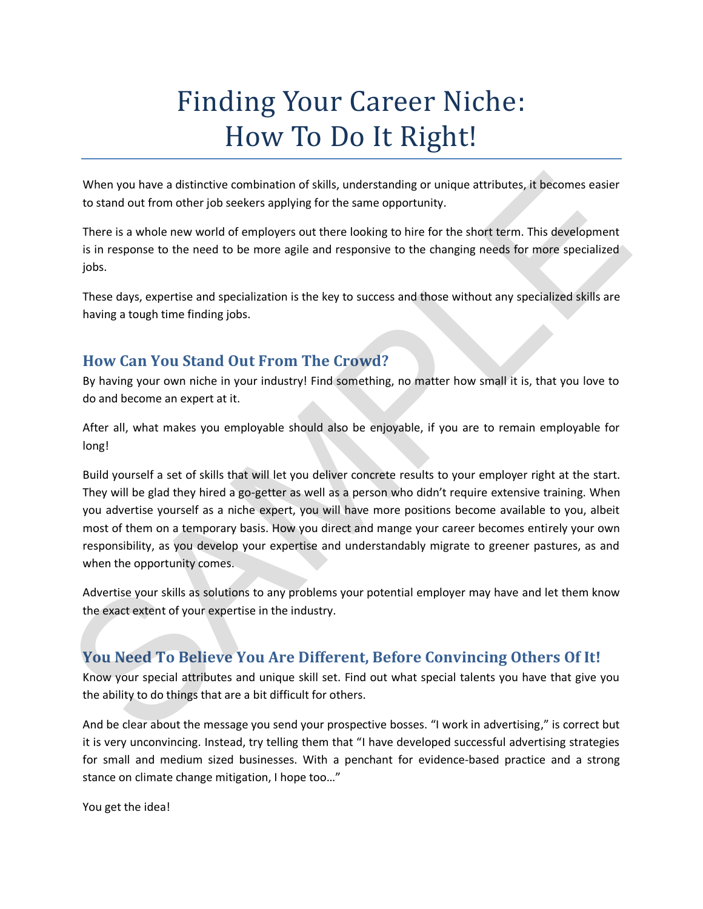# Finding Your Career Niche: How To Do It Right!

When you have a distinctive combination of skills, understanding or unique attributes, it becomes easier to stand out from other job seekers applying for the same opportunity.

There is a whole new world of employers out there looking to hire for the short term. This development is in response to the need to be more agile and responsive to the changing needs for more specialized jobs.

These days, expertise and specialization is the key to success and those without any specialized skills are having a tough time finding jobs.

## How Can You Stand Out From The Crowd?

By having your own niche in your industry! Find something, no matter how small it is, that you love to do and become an expert at it.

After all, what makes you employable should also be enjoyable, if you are to remain employable for long!

Build yourself a set of skills that will let you deliver concrete results to your employer right at the start. They will be glad they hired a go-getter as well as a person who didn't require extensive training. When you advertise yourself as a niche expert, you will have more positions become available to you, albeit most of them on a temporary basis. How you direct and mange your career becomes entirely your own responsibility, as you develop your expertise and understandably migrate to greener pastures, as and when the opportunity comes.

Advertise your skills as solutions to any problems your potential employer may have and let them know the exact extent of your expertise in the industry.

## You Need To Believe You Are Different, Before Convincing Others Of It!

Know your special attributes and unique skill set. Find out what special talents you have that give you the ability to do things that are a bit difficult for others.

And be clear about the message you send your prospective bosses. "I work in advertising," is correct but it is very unconvincing. Instead, try telling them that "I have developed successful advertising strategies for small and medium sized businesses. With a penchant for evidence-based practice and a strong stance on climate change mitigation, I hope too…"

You get the idea!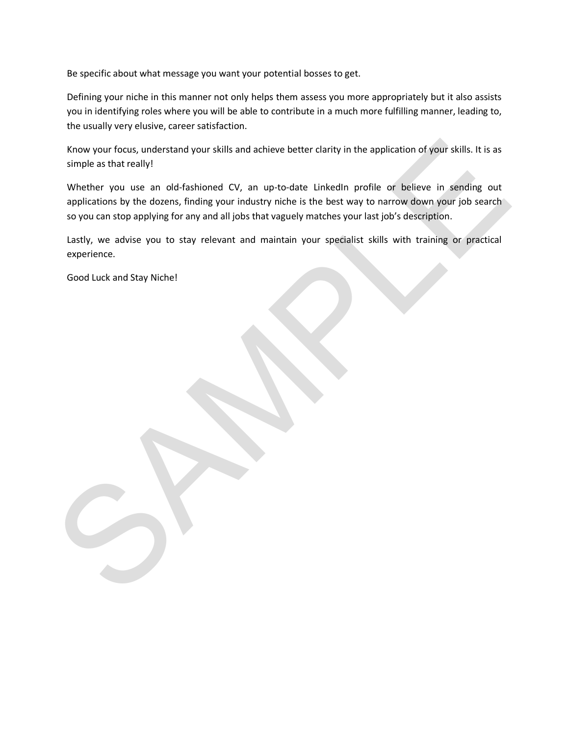Be specific about what message you want your potential bosses to get.

Defining your niche in this manner not only helps them assess you more appropriately but it also assists you in identifying roles where you will be able to contribute in a much more fulfilling manner, leading to, the usually very elusive, career satisfaction.

Know your focus, understand your skills and achieve better clarity in the application of your skills. It is as simple as that really!

Whether you use an old-fashioned CV, an up-to-date LinkedIn profile or believe in sending out applications by the dozens, finding your industry niche is the best way to narrow down your job search so you can stop applying for any and all jobs that vaguely matches your last job's description.

Lastly, we advise you to stay relevant and maintain your specialist skills with training or practical experience.

Good Luck and Stay Niche!